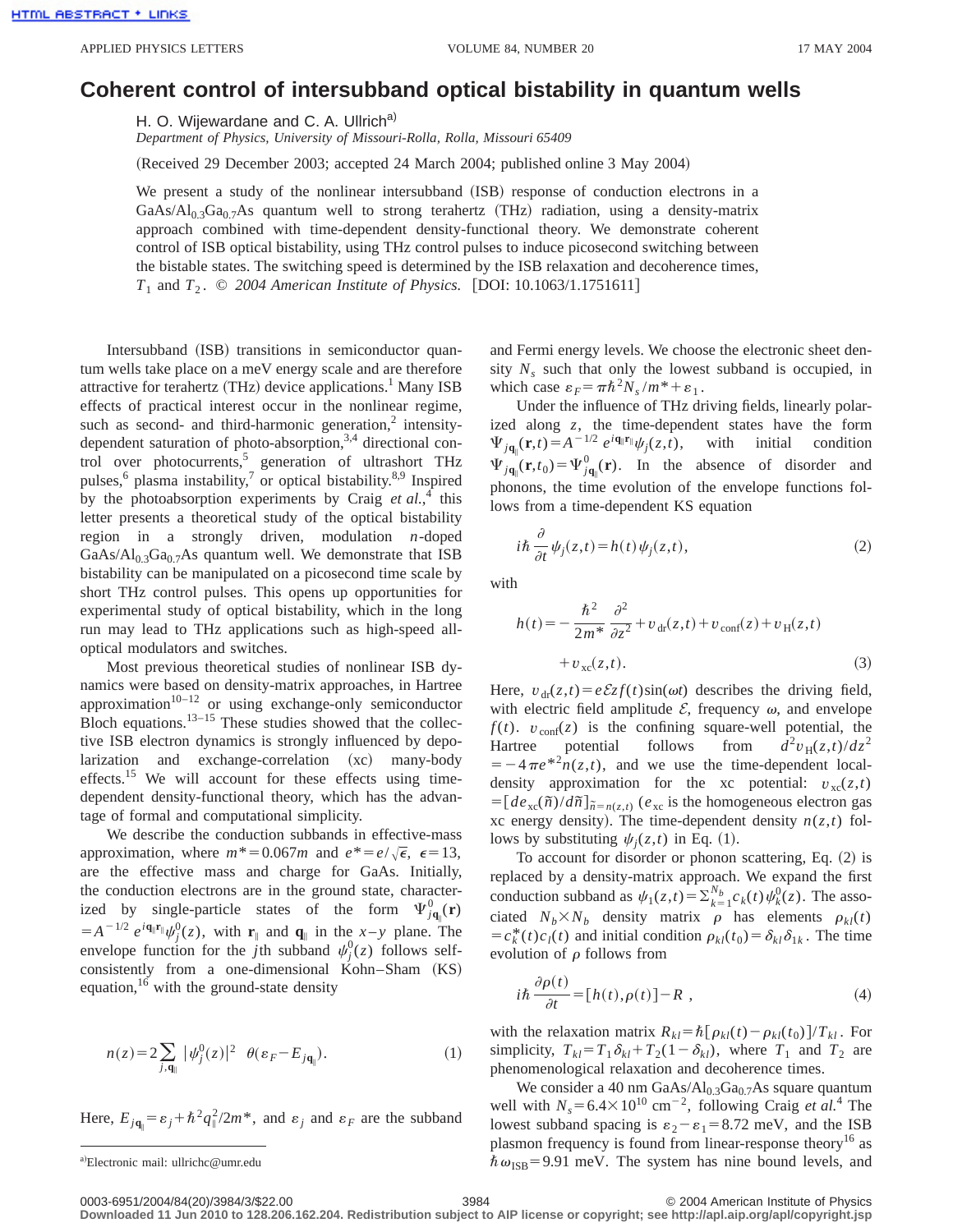# Coherent control of intersubband optical bistability in quantum wells

H. O. Wijewardane and C. A. Ullrich[a)]

*Department of Physics, University of Missouri-Rolla, Rolla, Missouri 65409*

(Received 29 December 2003; accepted 24 March 2004; published online 3 May 2004)

We present a study of the nonlinear intersubband (ISB) response of conduction electrons in a $GaAs/Al_{0.3}Ga_{0.7}As$ quantum well to strong terahertz (THz) radiation, using a density-matrix approach combined with time-dependent density-functional theory. We demonstrate coherent control of ISB optical bistability, using THz control pulses to induce picosecond switching between the bistable states. The switching speed is determined by the ISB relaxation and decoherence times, $T_1$ and $T_2$. © *2004 American Institute of Physics.* [DOI: 10.1063/1.1751611]

Intersubband (ISB) transitions in semiconductor quantum wells take place on a meV energy scale and are therefore attractive for terahertz (THz) device applications.[1] Many ISB effects of practical interest occur in the nonlinear regime, such as second- and third-harmonic generation,[2] intensity-dependent saturation of photo-absorption,[3,4] directional control over photocurrents,[5] generation of ultrashort THz pulses,[6] plasma instability,[7] or optical bistability.[8,9] Inspired by the photoabsorption experiments by Craig *et al.*,[4] this letter presents a theoretical study of the optical bistability region in a strongly driven, modulation *n*-doped $GaAs/Al_{0.3}Ga_{0.7}As$ quantum well. We demonstrate that ISB bistability can be manipulated on a picosecond time scale by short THz control pulses. This opens up opportunities for experimental study of optical bistability, which in the long run may lead to THz applications such as high-speed all-optical modulators and switches.

Most previous theoretical studies of nonlinear ISB dynamics were based on density-matrix approaches, in Hartree approximation[10–12] or using exchange-only semiconductor Bloch equations.[13–15] These studies showed that the collective ISB electron dynamics is strongly influenced by depolarization and exchange-correlation (xc) many-body effects.[15] We will account for these effects using time-dependent density-functional theory, which has the advantage of formal and computational simplicity.

We describe the conduction subbands in effective-mass approximation, where $m^*=0.067m$ and $e^*=e/\sqrt{\epsilon}$, $\epsilon=13$, are the effective mass and charge for GaAs. Initially, the conduction electrons are in the ground state, characterized by single-particle states of the form $\Psi^0_{j\mathbf{q}_\parallel}(\mathbf{r}) = A^{-1/2}\, e^{i\mathbf{q}_\parallel \mathbf{r}_\parallel}\psi^0_j(z)$, with $\mathbf{r}_\parallel$ and $\mathbf{q}_\parallel$ in the $x$–$y$ plane. The envelope function for the $j$th subband $\psi^0_j(z)$ follows self-consistently from a one-dimensional Kohn–Sham (KS) equation,[16] with the ground-state density

$$n(z)=2\sum_{j,\mathbf{q}_\parallel} |\psi^0_j(z)|^2 \;\; \theta(\varepsilon_F - E_{j\mathbf{q}_\parallel}). \tag{1}$$

Here, $E_{j\mathbf{q}_\parallel}=\varepsilon_j+\hbar^2 q_\parallel^2/2m^*$, and $\varepsilon_j$ and $\varepsilon_F$ are the subband and Fermi energy levels. We choose the electronic sheet density $N_s$ such that only the lowest subband is occupied, in which case $\varepsilon_F=\pi\hbar^2 N_s/m^*+\varepsilon_1$.

Under the influence of THz driving fields, linearly polarized along $z$, the time-dependent states have the form $\Psi_{j\mathbf{q}_\parallel}(\mathbf{r},t)=A^{-1/2}\, e^{i\mathbf{q}_\parallel \mathbf{r}_\parallel}\psi_j(z,t)$, with initial condition $\Psi_{j\mathbf{q}_\parallel}(\mathbf{r},t_0)=\Psi^0_{j\mathbf{q}_\parallel}(\mathbf{r})$. In the absence of disorder and phonons, the time evolution of the envelope functions follows from a time-dependent KS equation

$$i\hbar \frac{\partial}{\partial t}\psi_j(z,t)=h(t)\psi_j(z,t), \tag{2}$$

with

$$h(t)=-\frac{\hbar^2}{2m^*}\frac{\partial^2}{\partial z^2}+v_{\rm dr}(z,t)+v_{\rm conf}(z)+v_{\rm H}(z,t)+v_{\rm xc}(z,t). \tag{3}$$

Here, $v_{\rm dr}(z,t)=e\mathcal{E}zf(t)\sin(\omega t)$ describes the driving field, with electric field amplitude $\mathcal{E}$, frequency $\omega$, and envelope $f(t)$. $v_{\rm conf}(z)$ is the confining square-well potential, the Hartree potential follows from $d^2v_{\rm H}(z,t)/dz^2=-4\pi e^{*2}n(z,t)$, and we use the time-dependent local-density approximation for the xc potential: $v_{\rm xc}(z,t)=[de_{\rm xc}(\tilde{n})/d\tilde{n}]_{\tilde{n}=n(z,t)}$ ($e_{\rm xc}$ is the homogeneous electron gas xc energy density). The time-dependent density $n(z,t)$ follows by substituting $\psi_j(z,t)$ in Eq. (1).

To account for disorder or phonon scattering, Eq. (2) is replaced by a density-matrix approach. We expand the first conduction subband as $\psi_1(z,t)=\sum_{k=1}^{N_b}c_k(t)\psi^0_k(z)$. The associated $N_b\times N_b$ density matrix $\rho$ has elements $\rho_{kl}(t)=c^*_k(t)c_l(t)$ and initial condition $\rho_{kl}(t_0)=\delta_{kl}\delta_{1k}$. The time evolution of $\rho$ follows from

$$i\hbar\frac{\partial\rho(t)}{\partial t}=[h(t),\rho(t)]-R\ , \tag{4}$$

with the relaxation matrix $R_{kl}=\hbar[\rho_{kl}(t)-\rho_{kl}(t_0)]/T_{kl}$. For simplicity, $T_{kl}=T_1\delta_{kl}+T_2(1-\delta_{kl})$, where $T_1$ and $T_2$ are phenomenological relaxation and decoherence times.

We consider a 40 nm $GaAs/Al_{0.3}Ga_{0.7}As$ square quantum well with $N_s=6.4\times10^{10}$ cm$^{-2}$, following Craig *et al.*[4] The lowest subband spacing is $\varepsilon_2-\varepsilon_1=8.72$ meV, and the ISB plasmon frequency is found from linear-response theory[16] as $\hbar\omega_{\rm ISB}=9.91$ meV. The system has nine bound levels, and

[a)]Electronic mail: ullrichc@umr.edu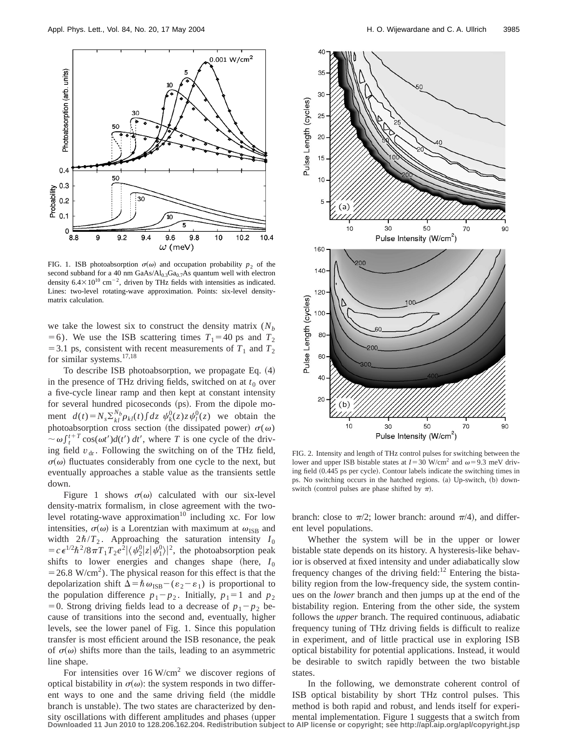FIG. 1. ISB photoabsorption $\sigma(\omega)$ and occupation probability $p_2$ of the second subband for a 40 nm GaAs/$Al_{0.3}Ga_{0.7}As$ quantum well with electron density $6.4\times10^{10}$ cm$^{-2}$, driven by THz fields with intensities as indicated. Lines: two-level rotating-wave approximation. Points: six-level density-matrix calculation.

we take the lowest six to construct the density matrix ($N_b = 6$). We use the ISB scattering times $T_1 = 40$ ps and $T_2 = 3.1$ ps, consistent with recent measurements of $T_1$ and $T_2$ for similar systems.[17,18]

To describe ISB photoabsorption, we propagate Eq. (4) in the presence of THz driving fields, switched on at $t_0$ over a five-cycle linear ramp and then kept at constant intensity for several hundred picoseconds (ps). From the dipole moment $d(t) = N_s \sum_{kl}^{N_b} \rho_{kl}(t) \int dz\ \psi_k^0(z) z \psi_l^0(z)$ we obtain the photoabsorption cross section (the dissipated power) $\sigma(\omega) \sim \omega \int_t^{t+T} \cos(\omega t') d(t')\, dt'$, where $T$ is one cycle of the driving field $v_{\text{dr}}$. Following the switching on of the THz field, $\sigma(\omega)$ fluctuates considerably from one cycle to the next, but eventually approaches a stable value as the transients settle down.

Figure 1 shows $\sigma(\omega)$ calculated with our six-level density-matrix formalism, in close agreement with the two-level rotating-wave approximation[10] including xc. For low intensities, $\sigma(\omega)$ is a Lorentzian with maximum at $\omega_{\text{ISB}}$ and width $2\hbar/T_2$. Approaching the saturation intensity $I_0 = c\epsilon^{1/2}\hbar^2/8\pi T_1 T_2 e^2 |\langle \psi_2^0 | z | \psi_1^0 \rangle|^2$, the photoabsorption peak shifts to lower energies and changes shape (here, $I_0 = 26.8$ W/cm$^2$). The physical reason for this effect is that the depolarization shift $\Delta = \hbar\omega_{\text{ISB}} - (\varepsilon_2 - \varepsilon_1)$ is proportional to the population difference $p_1 - p_2$. Initially, $p_1 = 1$ and $p_2 = 0$. Strong driving fields lead to a decrease of $p_1 - p_2$ because of transitions into the second and, eventually, higher levels, see the lower panel of Fig. 1. Since this population transfer is most efficient around the ISB resonance, the peak of $\sigma(\omega)$ shifts more than the tails, leading to an asymmetric line shape.

For intensities over 16 W/cm$^2$ we discover regions of optical bistability in $\sigma(\omega)$: the system responds in two different ways to one and the same driving field (the middle branch is unstable). The two states are characterized by density oscillations with different amplitudes and phases (upper branch: close to $\pi/2$; lower branch: around $\pi/4$), and different level populations.

FIG. 2. Intensity and length of THz control pulses for switching between the lower and upper ISB bistable states at $I = 30$ W/cm$^2$ and $\omega = 9.3$ meV driving field (0.445 ps per cycle). Contour labels indicate the switching times in ps. No switching occurs in the hatched regions. (a) Up-switch, (b) down-switch (control pulses are phase shifted by $\pi$).

Whether the system will be in the upper or lower bistable state depends on its history. A hysteresis-like behavior is observed at fixed intensity and under adiabatically slow frequency changes of the driving field:[12] Entering the bistability region from the low-frequency side, the system continues on the *lower* branch and then jumps up at the end of the bistability region. Entering from the other side, the system follows the *upper* branch. The required continuous, adiabatic frequency tuning of THz driving fields is difficult to realize in experiment, and of little practical use in exploring ISB optical bistability for potential applications. Instead, it would be desirable to switch rapidly between the two bistable states.

In the following, we demonstrate coherent control of ISB optical bistability by short THz control pulses. This method is both rapid and robust, and lends itself for experimental implementation. Figure 1 suggests that a switch from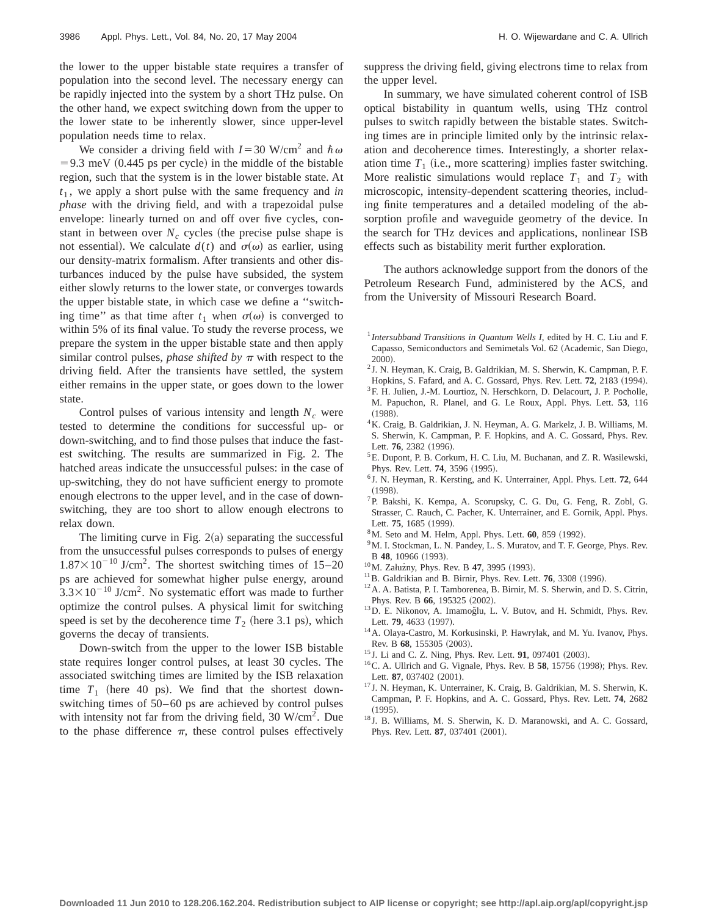the lower to the upper bistable state requires a transfer of population into the second level. The necessary energy can be rapidly injected into the system by a short THz pulse. On the other hand, we expect switching down from the upper to the lower state to be inherently slower, since upper-level population needs time to relax.

We consider a driving field with $I = 30$ W/cm$^2$ and $\hbar\omega = 9.3$ meV (0.445 ps per cycle) in the middle of the bistable region, such that the system is in the lower bistable state. At $t_1$, we apply a short pulse with the same frequency and *in phase* with the driving field, and with a trapezoidal pulse envelope: linearly turned on and off over five cycles, constant in between over $N_c$ cycles (the precise pulse shape is not essential). We calculate $d(t)$ and $\sigma(\omega)$ as earlier, using our density-matrix formalism. After transients and other disturbances induced by the pulse have subsided, the system either slowly returns to the lower state, or converges towards the upper bistable state, in which case we define a "switching time" as that time after $t_1$ when $\sigma(\omega)$ is converged to within 5% of its final value. To study the reverse process, we prepare the system in the upper bistable state and then apply similar control pulses, *phase shifted by* $\pi$ with respect to the driving field. After the transients have settled, the system either remains in the upper state, or goes down to the lower state.

Control pulses of various intensity and length $N_c$ were tested to determine the conditions for successful up- or down-switching, and to find those pulses that induce the fastest switching. The results are summarized in Fig. 2. The hatched areas indicate the unsuccessful pulses: in the case of up-switching, they do not have sufficient energy to promote enough electrons to the upper level, and in the case of down-switching, they are too short to allow enough electrons to relax down.

The limiting curve in Fig. 2(a) separating the successful from the unsuccessful pulses corresponds to pulses of energy $1.87\times10^{-10}$ J/cm$^2$. The shortest switching times of 15–20 ps are achieved for somewhat higher pulse energy, around $3.3\times10^{-10}$ J/cm$^2$. No systematic effort was made to further optimize the control pulses. A physical limit for switching speed is set by the decoherence time $T_2$ (here 3.1 ps), which governs the decay of transients.

Down-switch from the upper to the lower ISB bistable state requires longer control pulses, at least 30 cycles. The associated switching times are limited by the ISB relaxation time $T_1$ (here 40 ps). We find that the shortest down-switching times of 50–60 ps are achieved by control pulses with intensity not far from the driving field, 30 W/cm$^2$. Due to the phase difference $\pi$, these control pulses effectively suppress the driving field, giving electrons time to relax from the upper level.

In summary, we have simulated coherent control of ISB optical bistability in quantum wells, using THz control pulses to switch rapidly between the bistable states. Switching times are in principle limited only by the intrinsic relaxation and decoherence times. Interestingly, a shorter relaxation time $T_1$ (i.e., more scattering) implies faster switching. More realistic simulations would replace $T_1$ and $T_2$ with microscopic, intensity-dependent scattering theories, including finite temperatures and a detailed modeling of the absorption profile and waveguide geometry of the device. In the search for THz devices and applications, nonlinear ISB effects such as bistability merit further exploration.

The authors acknowledge support from the donors of the Petroleum Research Fund, administered by the ACS, and from the University of Missouri Research Board.

[1] *Intersubband Transitions in Quantum Wells I*, edited by H. C. Liu and F. Capasso, Semiconductors and Semimetals Vol. 62 (Academic, San Diego, 2000).

[2] J. N. Heyman, K. Craig, B. Galdrikian, M. S. Sherwin, K. Campman, P. F. Hopkins, S. Fafard, and A. C. Gossard, Phys. Rev. Lett. **72**, 2183 (1994).

[3] F. H. Julien, J.-M. Lourtioz, N. Herschkorn, D. Delacourt, J. P. Pocholle, M. Papuchon, R. Planel, and G. Le Roux, Appl. Phys. Lett. **53**, 116 (1988).

[4] K. Craig, B. Galdrikian, J. N. Heyman, A. G. Markelz, J. B. Williams, M. S. Sherwin, K. Campman, P. F. Hopkins, and A. C. Gossard, Phys. Rev. Lett. **76**, 2382 (1996).

[5] E. Dupont, P. B. Corkum, H. C. Liu, M. Buchanan, and Z. R. Wasilewski, Phys. Rev. Lett. **74**, 3596 (1995).

[6] J. N. Heyman, R. Kersting, and K. Unterrainer, Appl. Phys. Lett. **72**, 644 (1998).

[7] P. Bakshi, K. Kempa, A. Scorupsky, C. G. Du, G. Feng, R. Zobl, G. Strasser, C. Rauch, C. Pacher, K. Unterrainer, and E. Gornik, Appl. Phys. Lett. **75**, 1685 (1999).

[8] M. Seto and M. Helm, Appl. Phys. Lett. **60**, 859 (1992).

[9] M. I. Stockman, L. N. Pandey, L. S. Muratov, and T. F. George, Phys. Rev. B **48**, 10966 (1993).

[10] M. Załużny, Phys. Rev. B **47**, 3995 (1993).

[11] B. Galdrikian and B. Birnir, Phys. Rev. Lett. **76**, 3308 (1996).

[12] A. A. Batista, P. I. Tamborenea, B. Birnir, M. S. Sherwin, and D. S. Citrin, Phys. Rev. B **66**, 195325 (2002).

[13] D. E. Nikonov, A. Imamoğlu, L. V. Butov, and H. Schmidt, Phys. Rev. Lett. **79**, 4633 (1997).

[14] A. Olaya-Castro, M. Korkusinski, P. Hawrylak, and M. Yu. Ivanov, Phys. Rev. B **68**, 155305 (2003).

[15] J. Li and C. Z. Ning, Phys. Rev. Lett. **91**, 097401 (2003).

[16] C. A. Ullrich and G. Vignale, Phys. Rev. B **58**, 15756 (1998); Phys. Rev. Lett. **87**, 037402 (2001).

[17] J. N. Heyman, K. Unterrainer, K. Craig, B. Galdrikian, M. S. Sherwin, K. Campman, P. F. Hopkins, and A. C. Gossard, Phys. Rev. Lett. **74**, 2682 (1995).

[18] J. B. Williams, M. S. Sherwin, K. D. Maranowski, and A. C. Gossard, Phys. Rev. Lett. **87**, 037401 (2001).